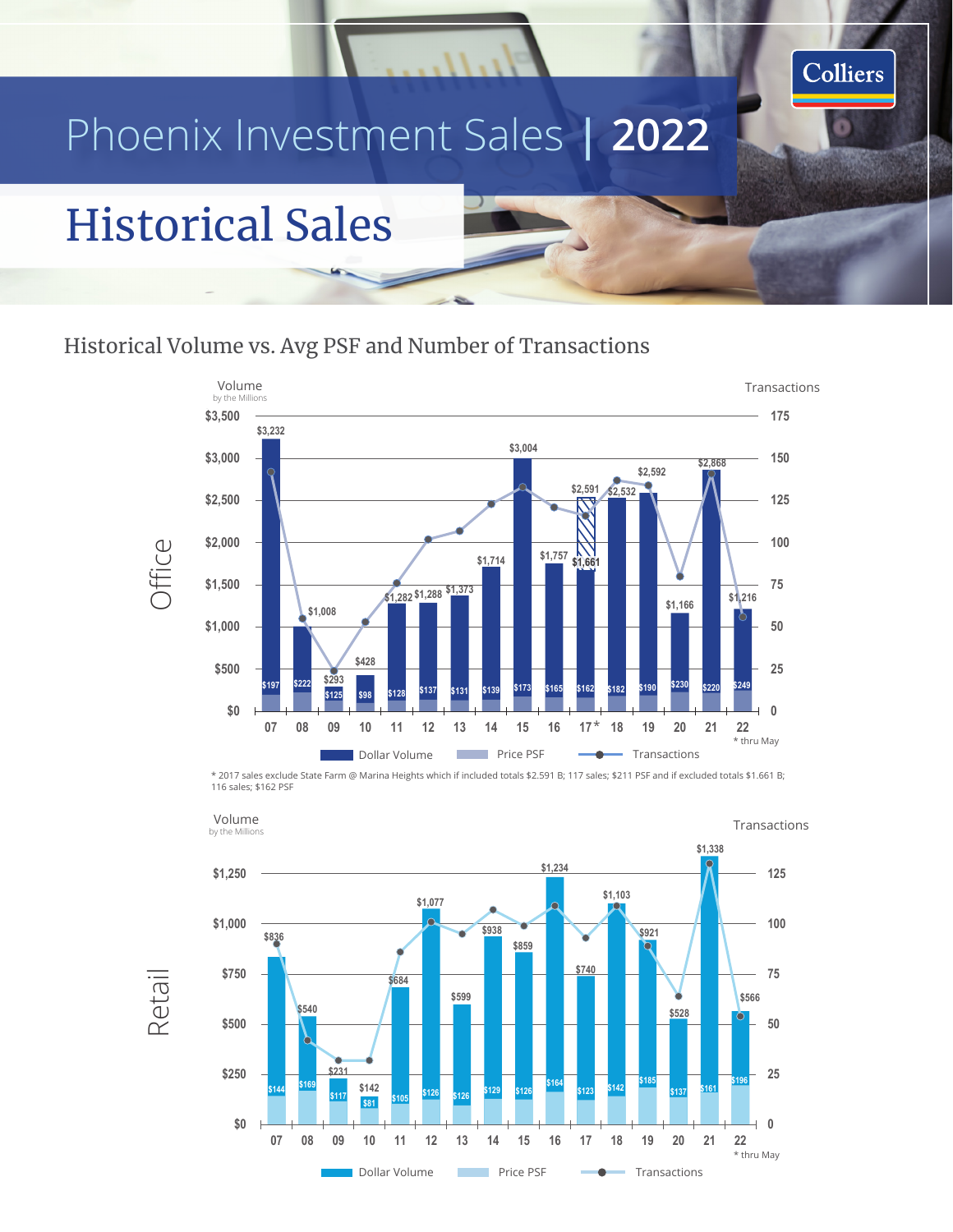# Phoenix Investment Sales | 2022

## Historical Sales

### Historical Volume vs. Avg PSF and Number of Transactions

**Office**

| Year | Dollar Volume (Millions) | Price PSF |
|---|---|---|
| 07 | $3,232 | $197 |
| 08 | $1,008 | $222 |
| 09 | $293 | $125 |
| 10 | $428 | $98 |
| 11 | $1,282 | $128 |
| 12 | $1,288 | $137 |
| 13 | $1,373 | $131 |
| 14 | $1,714 | $139 |
| 15 | $3,004 | $173 |
| 16 | $1,757 | $165 |
| 17* | $2,591 / $1,661 | $162 |
| 18 | $2,532 | $182 |
| 19 | $2,592 | $190 |
| 20 | $1,166 | $230 |
| 21 | $2,868 | $220 |
| 22 | $1,216 | $249 |

\* thru May

\* 2017 sales exclude State Farm @ Marina Heights which if included totals $2.591 B; 117 sales; $211 PSF and if excluded totals $1.661 B; 116 sales; $162 PSF

**Retail**

| Year | Dollar Volume (Millions) | Price PSF |
|---|---|---|
| 07 | $836 | $144 |
| 08 | $540 | $169 |
| 09 | $231 | $117 |
| 10 | $142 | $81 |
| 11 | $684 | $105 |
| 12 | $1,077 | $126 |
| 13 | $599 | $126 |
| 14 | $938 | $129 |
| 15 | $859 | $126 |
| 16 | $1,234 | $164 |
| 17 | $740 | $123 |
| 18 | $1,103 | $142 |
| 19 | $921 | $185 |
| 20 | $528 | $137 |
| 21 | $1,338 | $161 |
| 22 | $566 | $196 |

\* thru May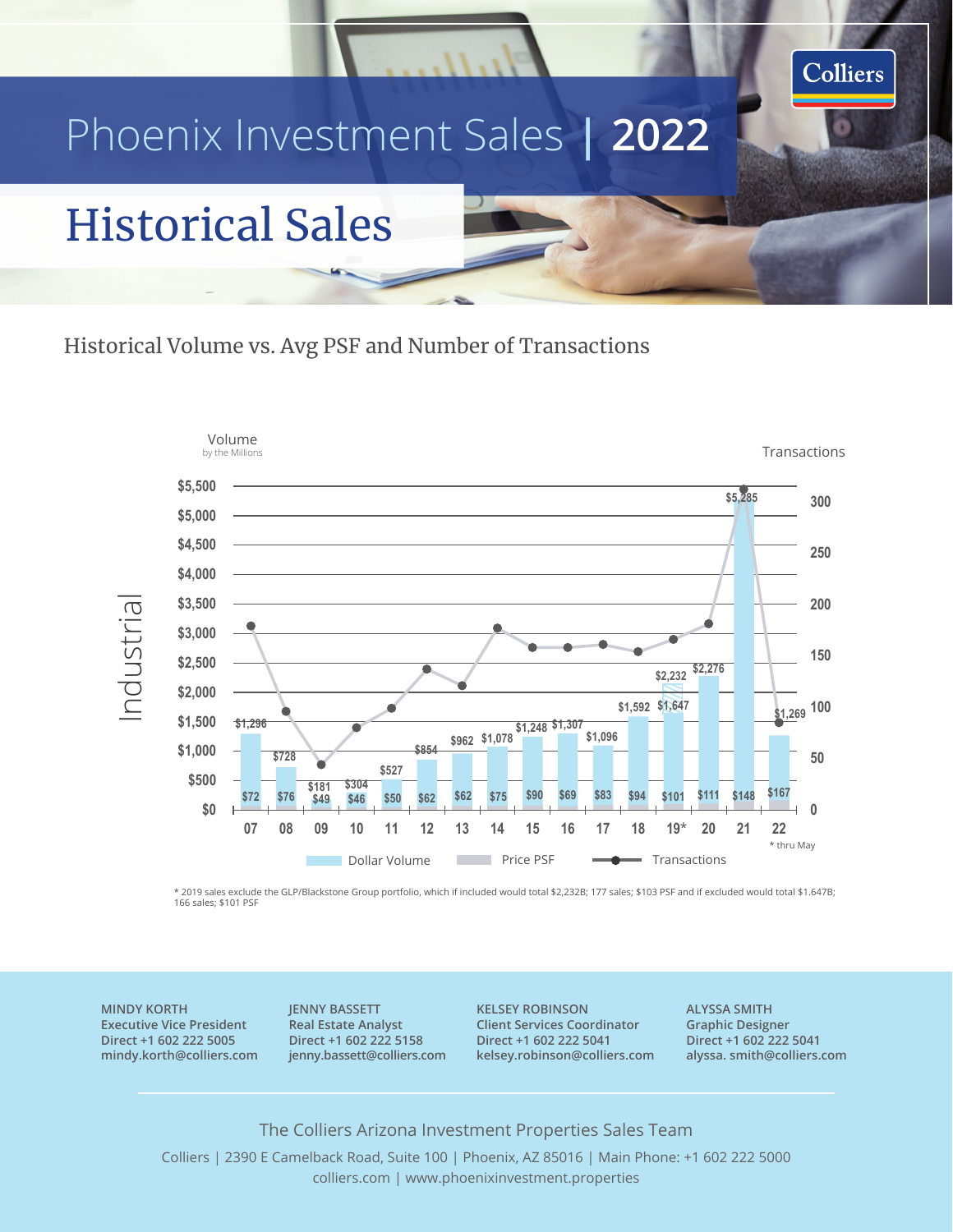# Phoenix Investment Sales | 2022

# Historical Sales

## Historical Volume vs. Avg PSF and Number of Transactions

Industrial

Volume
by the Millions

Transactions

$5,500
$5,000
$4,500
$4,000
$3,500
$3,000
$2,500
$2,000
$1,500
$1,000
$500
$0

300
250
200
150
100
50
0

$1,296 $728 $181 $304 $527 $854 $962 $1,078 $1,248 $1,307 $1,096 $1,592 $2,232 $1,647 $2,276 $5,285 $1,269

$72 $76 $49 $46 $50 $62 $62 $75 $90 $69 $83 $94 $101 $111 $148 $167

07 08 09 10 11 12 13 14 15 16 17 18 19* 20 21 22

* thru May

Dollar Volume — Price PSF — Transactions

* 2019 sales exclude the GLP/Blackstone Group portfolio, which if included would total $2,232B; 177 sales; $103 PSF and if excluded would total $1.647B; 166 sales; $101 PSF

**MINDY KORTH**
**Executive Vice President**
**Direct +1 602 222 5005**
**mindy.korth@colliers.com**

**JENNY BASSETT**
**Real Estate Analyst**
**Direct +1 602 222 5158**
**jenny.bassett@colliers.com**

**KELSEY ROBINSON**
**Client Services Coordinator**
**Direct +1 602 222 5041**
**kelsey.robinson@colliers.com**

**ALYSSA SMITH**
**Graphic Designer**
**Direct +1 602 222 5041**
**alyssa. smith@colliers.com**

The Colliers Arizona Investment Properties Sales Team

Colliers | 2390 E Camelback Road, Suite 100 | Phoenix, AZ 85016 | Main Phone: +1 602 222 5000
colliers.com | www.phoenixinvestment.properties